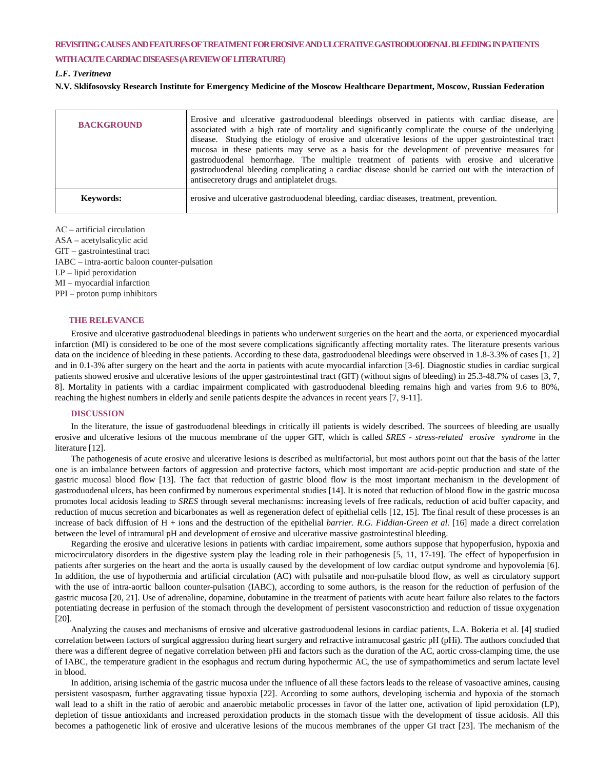# REVISITING CAUSES AND FEATURES OF TREATMENT FOR EROSIVE AND ULCERATIVE GASTRODUODENAL BLEEDING IN PATIENTS WITH ACUTE CARDIAC DISEASES (A REVIEW OF LITERATURE)

***L.F. Tveritneva***

**N.V. Sklifosovsky Research Institute for Emergency Medicine of the Moscow Healthcare Department, Moscow, Russian Federation**

| | |
|---|---|
| **BACKGROUND** | Erosive and ulcerative gastroduodenal bleedings observed in patients with cardiac disease, are associated with a high rate of mortality and significantly complicate the course of the underlying disease. Studying the etiology of erosive and ulcerative lesions of the upper gastrointestinal tract mucosa in these patients may serve as a basis for the development of preventive measures for gastroduodenal hemorrhage. The multiple treatment of patients with erosive and ulcerative gastroduodenal bleeding complicating a cardiac disease should be carried out with the interaction of antisecretory drugs and antiplatelet drugs. |
| **Keywords:** | erosive and ulcerative gastroduodenal bleeding, cardiac diseases, treatment, prevention. |

AC – artificial circulation
ASA – acetylsalicylic acid
GIT – gastrointestinal tract
IABC – intra-aortic baloon counter-pulsation
LP – lipid peroxidation
MI – myocardial infarction
PPI – proton pump inhibitors

## THE RELEVANCE

Erosive and ulcerative gastroduodenal bleedings in patients who underwent surgeries on the heart and the aorta, or experienced myocardial infarction (MI) is considered to be one of the most severe complications significantly affecting mortality rates. The literature presents various data on the incidence of bleeding in these patients. According to these data, gastroduodenal bleedings were observed in 1.8-3.3% of cases [1, 2] and in 0.1-3% after surgery on the heart and the aorta in patients with acute myocardial infarction [3-6]. Diagnostic studies in cardiac surgical patients showed erosive and ulcerative lesions of the upper gastrointestinal tract (GIT) (without signs of bleeding) in 25.3-48.7% of cases [3, 7, 8]. Mortality in patients with a cardiac impairment complicated with gastroduodenal bleeding remains high and varies from 9.6 to 80%, reaching the highest numbers in elderly and senile patients despite the advances in recent years [7, 9-11].

## DISCUSSION

In the literature, the issue of gastroduodenal bleedings in critically ill patients is widely described. The sourcees of bleeding are usually erosive and ulcerative lesions of the mucous membrane of the upper GIT, which is called *SRES - stress-related erosive syndrome* in the literature [12].

The pathogenesis of acute erosive and ulcerative lesions is described as multifactorial, but most authors point out that the basis of the latter one is an imbalance between factors of aggression and protective factors, which most important are acid-peptic production and state of the gastric mucosal blood flow [13]. The fact that reduction of gastric blood flow is the most important mechanism in the development of gastroduodenal ulcers, has been confirmed by numerous experimental studies [14]. It is noted that reduction of blood flow in the gastric mucosa promotes local acidosis leading to *SRES* through several mechanisms: increasing levels of free radicals, reduction of acid buffer capacity, and reduction of mucus secretion and bicarbonates as well as regeneration defect of epithelial cells [12, 15]. The final result of these processes is an increase of back diffusion of H + ions and the destruction of the epithelial *barrier. R.G. Fiddian-Green et al.* [16] made a direct correlation between the level of intramural pH and development of erosive and ulcerative massive gastrointestinal bleeding.

Regarding the erosive and ulcerative lesions in patients with cardiac impairement, some authors suppose that hypoperfusion, hypoxia and microcirculatory disorders in the digestive system play the leading role in their pathogenesis [5, 11, 17-19]. The effect of hypoperfusion in patients after surgeries on the heart and the aorta is usually caused by the development of low cardiac output syndrome and hypovolemia [6]. In addition, the use of hypothermia and artificial circulation (AC) with pulsatile and non-pulsatile blood flow, as well as circulatory support with the use of intra-aortic balloon counter-pulsation (IABC), according to some authors, is the reason for the reduction of perfusion of the gastric mucosa [20, 21]. Use of adrenaline, dopamine, dobutamine in the treatment of patients with acute heart failure also relates to the factors potentiating decrease in perfusion of the stomach through the development of persistent vasoconstriction and reduction of tissue oxygenation [20].

Analyzing the causes and mechanisms of erosive and ulcerative gastroduodenal lesions in cardiac patients, L.A. Bokeria et al. [4] studied correlation between factors of surgical aggression during heart surgery and refractive intramucosal gastric pH (pHi). The authors concluded that there was a different degree of negative correlation between pHi and factors such as the duration of the AC, aortic cross-clamping time, the use of IABC, the temperature gradient in the esophagus and rectum during hypothermic AC, the use of sympathomimetics and serum lactate level in blood.

In addition, arising ischemia of the gastric mucosa under the influence of all these factors leads to the release of vasoactive amines, causing persistent vasospasm, further aggravating tissue hypoxia [22]. According to some authors, developing ischemia and hypoxia of the stomach wall lead to a shift in the ratio of aerobic and anaerobic metabolic processes in favor of the latter one, activation of lipid peroxidation (LP), depletion of tissue antioxidants and increased peroxidation products in the stomach tissue with the development of tissue acidosis. All this becomes a pathogenetic link of erosive and ulcerative lesions of the mucous membranes of the upper GI tract [23]. The mechanism of the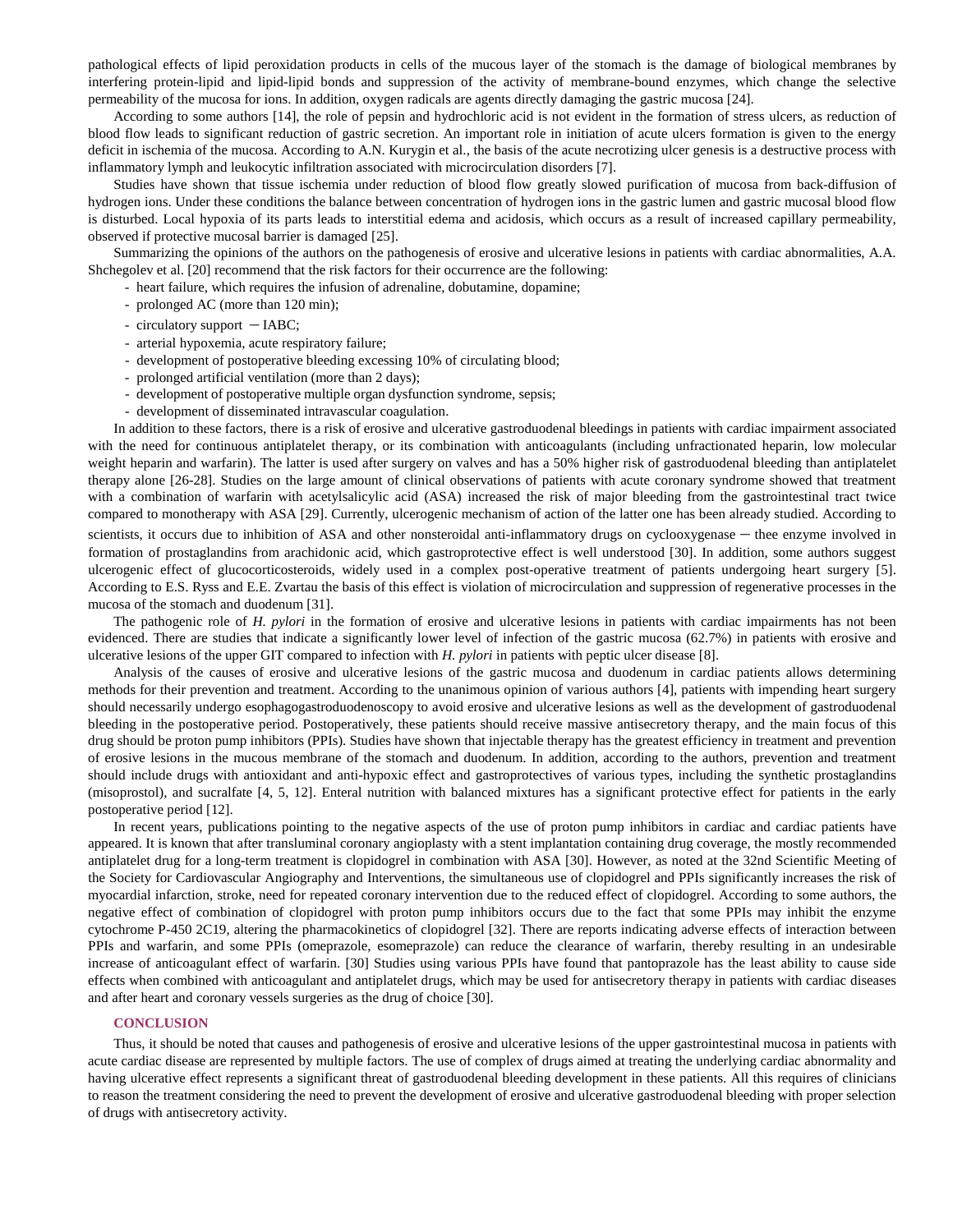pathological effects of lipid peroxidation products in cells of the mucous layer of the stomach is the damage of biological membranes by interfering protein-lipid and lipid-lipid bonds and suppression of the activity of membrane-bound enzymes, which change the selective permeability of the mucosa for ions. In addition, oxygen radicals are agents directly damaging the gastric mucosa [24].

According to some authors [14], the role of pepsin and hydrochloric acid is not evident in the formation of stress ulcers, as reduction of blood flow leads to significant reduction of gastric secretion. An important role in initiation of acute ulcers formation is given to the energy deficit in ischemia of the mucosa. According to A.N. Kurygin et al., the basis of the acute necrotizing ulcer genesis is a destructive process with inflammatory lymph and leukocytic infiltration associated with microcirculation disorders [7].

Studies have shown that tissue ischemia under reduction of blood flow greatly slowed purification of mucosa from back-diffusion of hydrogen ions. Under these conditions the balance between concentration of hydrogen ions in the gastric lumen and gastric mucosal blood flow is disturbed. Local hypoxia of its parts leads to interstitial edema and acidosis, which occurs as a result of increased capillary permeability, observed if protective mucosal barrier is damaged [25].

Summarizing the opinions of the authors on the pathogenesis of erosive and ulcerative lesions in patients with cardiac abnormalities, A.A. Shchegolev et al. [20] recommend that the risk factors for their occurrence are the following:

- heart failure, which requires the infusion of adrenaline, dobutamine, dopamine;
- prolonged AC (more than 120 min);
- circulatory support – IABC;
- arterial hypoxemia, acute respiratory failure;
- development of postoperative bleeding excessing 10% of circulating blood;
- prolonged artificial ventilation (more than 2 days);
- development of postoperative multiple organ dysfunction syndrome, sepsis;
- development of disseminated intravascular coagulation.

In addition to these factors, there is a risk of erosive and ulcerative gastroduodenal bleedings in patients with cardiac impairment associated with the need for continuous antiplatelet therapy, or its combination with anticoagulants (including unfractionated heparin, low molecular weight heparin and warfarin). The latter is used after surgery on valves and has a 50% higher risk of gastroduodenal bleeding than antiplatelet therapy alone [26-28]. Studies on the large amount of clinical observations of patients with acute coronary syndrome showed that treatment with a combination of warfarin with acetylsalicylic acid (ASA) increased the risk of major bleeding from the gastrointestinal tract twice compared to monotherapy with ASA [29]. Currently, ulcerogenic mechanism of action of the latter one has been already studied. According to scientists, it occurs due to inhibition of ASA and other nonsteroidal anti-inflammatory drugs on cyclooxygenase – thee enzyme involved in formation of prostaglandins from arachidonic acid, which gastroprotective effect is well understood [30]. In addition, some authors suggest ulcerogenic effect of glucocorticosteroids, widely used in a complex post-operative treatment of patients undergoing heart surgery [5]. According to E.S. Ryss and E.E. Zvartau the basis of this effect is violation of microcirculation and suppression of regenerative processes in the mucosa of the stomach and duodenum [31].

The pathogenic role of *H. pylori* in the formation of erosive and ulcerative lesions in patients with cardiac impairments has not been evidenced. There are studies that indicate a significantly lower level of infection of the gastric mucosa (62.7%) in patients with erosive and ulcerative lesions of the upper GIT compared to infection with *H. pylori* in patients with peptic ulcer disease [8].

Analysis of the causes of erosive and ulcerative lesions of the gastric mucosa and duodenum in cardiac patients allows determining methods for their prevention and treatment. According to the unanimous opinion of various authors [4], patients with impending heart surgery should necessarily undergo esophagogastroduodenoscopy to avoid erosive and ulcerative lesions as well as the development of gastroduodenal bleeding in the postoperative period. Postoperatively, these patients should receive massive antisecretory therapy, and the main focus of this drug should be proton pump inhibitors (PPIs). Studies have shown that injectable therapy has the greatest efficiency in treatment and prevention of erosive lesions in the mucous membrane of the stomach and duodenum. In addition, according to the authors, prevention and treatment should include drugs with antioxidant and anti-hypoxic effect and gastroprotectives of various types, including the synthetic prostaglandins (misoprostol), and sucralfate [4, 5, 12]. Enteral nutrition with balanced mixtures has a significant protective effect for patients in the early postoperative period [12].

In recent years, publications pointing to the negative aspects of the use of proton pump inhibitors in cardiac and cardiac patients have appeared. It is known that after transluminal coronary angioplasty with a stent implantation containing drug coverage, the mostly recommended antiplatelet drug for a long-term treatment is clopidogrel in combination with ASA [30]. However, as noted at the 32nd Scientific Meeting of the Society for Cardiovascular Angiography and Interventions, the simultaneous use of clopidogrel and PPIs significantly increases the risk of myocardial infarction, stroke, need for repeated coronary intervention due to the reduced effect of clopidogrel. According to some authors, the negative effect of combination of clopidogrel with proton pump inhibitors occurs due to the fact that some PPIs may inhibit the enzyme cytochrome P-450 2C19, altering the pharmacokinetics of clopidogrel [32]. There are reports indicating adverse effects of interaction between PPIs and warfarin, and some PPIs (omeprazole, esomeprazole) can reduce the clearance of warfarin, thereby resulting in an undesirable increase of anticoagulant effect of warfarin. [30] Studies using various PPIs have found that pantoprazole has the least ability to cause side effects when combined with anticoagulant and antiplatelet drugs, which may be used for antisecretory therapy in patients with cardiac diseases and after heart and coronary vessels surgeries as the drug of choice [30].

## CONCLUSION

Thus, it should be noted that causes and pathogenesis of erosive and ulcerative lesions of the upper gastrointestinal mucosa in patients with acute cardiac disease are represented by multiple factors. The use of complex of drugs aimed at treating the underlying cardiac abnormality and having ulcerative effect represents a significant threat of gastroduodenal bleeding development in these patients. All this requires of clinicians to reason the treatment considering the need to prevent the development of erosive and ulcerative gastroduodenal bleeding with proper selection of drugs with antisecretory activity.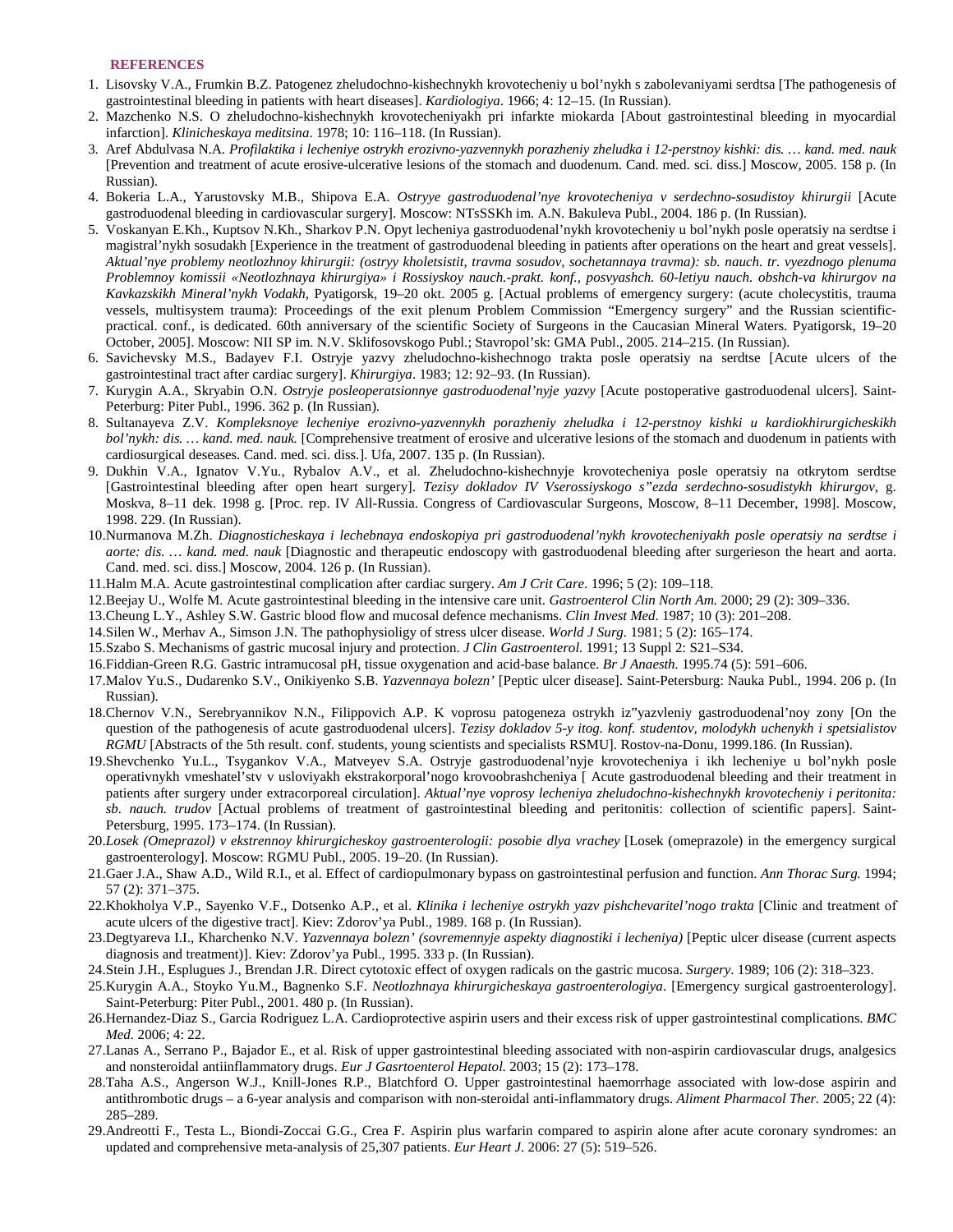## REFERENCES

1. Lisovsky V.A., Frumkin B.Z. Patogenez zheludochno-kishechnykh krovotecheniy u bol'nykh s zabolevaniyami serdtsa [The pathogenesis of gastrointestinal bleeding in patients with heart diseases]. *Kardiologiya*. 1966; 4: 12–15. (In Russian).
2. Mazchenko N.S. O zheludochno-kishechnykh krovotecheniyakh pri infarkte miokarda [About gastrointestinal bleeding in myocardial infarction]. *Klinicheskaya meditsina*. 1978; 10: 116–118. (In Russian).
3. Aref Abdulvasa N.A. *Profilaktika i lecheniye ostrykh erozivno-yazvennykh porazheniy zheludka i 12-perstnoy kishki: dis. … kand. med. nauk* [Prevention and treatment of acute erosive-ulcerative lesions of the stomach and duodenum. Cand. med. sci. diss.] Moscow, 2005. 158 p. (In Russian).
4. Bokeria L.A., Yarustovsky M.B., Shipova E.A. *Ostryye gastroduodenal'nye krovotecheniya v serdechno-sosudistoy khirurgii* [Acute gastroduodenal bleeding in cardiovascular surgery]. Moscow: NTsSSKh im. A.N. Bakuleva Publ., 2004. 186 p. (In Russian).
5. Voskanyan E.Kh., Kuptsov N.Kh., Sharkov P.N. Opyt lecheniya gastroduodenal'nykh krovotecheniy u bol'nykh posle operatsiy na serdtse i magistral'nykh sosudakh [Experience in the treatment of gastroduodenal bleeding in patients after operations on the heart and great vessels]. *Aktual'nye problemy neotlozhnoy khirurgii: (ostryy kholetsistit, travma sosudov, sochetannaya travma): sb. nauch. tr. vyezdnogo plenuma Problemnoy komissii «Neotlozhnaya khirurgiya» i Rossiyskoy nauch.-prakt. konf., posvyashch. 60-letiyu nauch. obshch-va khirurgov na Kavkazskikh Mineral'nykh Vodakh*, Pyatigorsk, 19–20 okt. 2005 g. [Actual problems of emergency surgery: (acute cholecystitis, trauma vessels, multisystem trauma): Proceedings of the exit plenum Problem Commission "Emergency surgery" and the Russian scientific-practical. conf., is dedicated. 60th anniversary of the scientific Society of Surgeons in the Caucasian Mineral Waters. Pyatigorsk, 19–20 October, 2005]. Moscow: NII SP im. N.V. Sklifosovskogo Publ.; Stavropol'sk: GMA Publ., 2005. 214–215. (In Russian).
6. Savichevsky M.S., Badayev F.I. Ostryje yazvy zheludochno-kishechnogo trakta posle operatsiy na serdtse [Acute ulcers of the gastrointestinal tract after cardiac surgery]. *Khirurgiya*. 1983; 12: 92–93. (In Russian).
7. Kurygin A.A., Skryabin O.N. *Ostryje posleoperatsionnye gastroduodenal'nyje yazvy* [Acute postoperative gastroduodenal ulcers]. Saint-Peterburg: Piter Publ., 1996. 362 p. (In Russian).
8. Sultanayeva Z.V. *Kompleksnoye lecheniye erozivno-yazvennykh porazheniy zheludka i 12-perstnoy kishki u kardiokhirurgicheskikh bol'nykh: dis. … kand. med. nauk.* [Comprehensive treatment of erosive and ulcerative lesions of the stomach and duodenum in patients with cardiosurgical deseases. Cand. med. sci. diss.]. Ufa, 2007. 135 p. (In Russian).
9. Dukhin V.A., Ignatov V.Yu., Rybalov A.V., et al. Zheludochno-kishechnyje krovotecheniya posle operatsiy na otkrytom serdtse [Gastrointestinal bleeding after open heart surgery]. *Tezisy dokladov IV Vserossiyskogo s"ezda serdechno-sosudistykh khirurgov*, g. Moskva, 8–11 dek. 1998 g. [Proc. rep. IV All-Russia. Congress of Cardiovascular Surgeons, Moscow, 8–11 December, 1998]. Moscow, 1998. 229. (In Russian).
10. Nurmanova M.Zh. *Diagnosticheskaya i lechebnaya endoskopiya pri gastroduodenal'nykh krovotecheniyakh posle operatsiy na serdtse i aorte: dis. … kand. med. nauk* [Diagnostic and therapeutic endoscopy with gastroduodenal bleeding after surgerieson the heart and aorta. Cand. med. sci. diss.] Moscow, 2004. 126 p. (In Russian).
11. Halm M.A. Acute gastrointestinal complication after cardiac surgery. *Am J Crit Care*. 1996; 5 (2): 109–118.
12. Beejay U., Wolfe M. Acute gastrointestinal bleeding in the intensive care unit. *Gastroenterol Clin North Am.* 2000; 29 (2): 309–336.
13. Cheung L.Y., Ashley S.W. Gastric blood flow and mucosal defence mechanisms. *Clin Invest Med.* 1987; 10 (3): 201–208.
14. Silen W., Merhav A., Simson J.N. The pathophysioligy of stress ulcer disease. *World J Surg.* 1981; 5 (2): 165–174.
15. Szabo S. Mechanisms of gastric mucosal injury and protection. *J Clin Gastroenterol.* 1991; 13 Suppl 2: S21–S34.
16. Fiddian-Green R.G. Gastric intramucosal pH, tissue oxygenation and acid-base balance. *Br J Anaesth.* 1995.74 (5): 591–606.
17. Malov Yu.S., Dudarenko S.V., Onikiyenko S.B. *Yazvennaya bolezn'* [Peptic ulcer disease]. Saint-Petersburg: Nauka Publ., 1994. 206 p. (In Russian).
18. Chernov V.N., Serebryannikov N.N., Filippovich A.P. K voprosu patogeneza ostrykh iz"yazvleniy gastroduodenal'noy zony [On the question of the pathogenesis of acute gastroduodenal ulcers]. *Tezisy dokladov 5-y itog. konf. studentov, molodykh uchenykh i spetsialistov RGMU* [Abstracts of the 5th result. conf. students, young scientists and specialists RSMU]. Rostov-na-Donu, 1999.186. (In Russian).
19. Shevchenko Yu.L., Tsygankov V.A., Matveyev S.A. Ostryje gastroduodenal'nyje krovotecheniya i ikh lecheniye u bol'nykh posle operativnykh vmeshatel'stv v usloviyakh ekstrakorporal'nogo krovoobrashcheniya [ Acute gastroduodenal bleeding and their treatment in patients after surgery under extracorporeal circulation]. *Aktual'nye voprosy lecheniya zheludochno-kishechnykh krovotecheniy i peritonita: sb. nauch. trudov* [Actual problems of treatment of gastrointestinal bleeding and peritonitis: collection of scientific papers]. Saint-Petersburg, 1995. 173–174. (In Russian).
20. *Losek (Omeprazol) v ekstrennoy khirurgicheskoy gastroenterologii: posobie dlya vrachey* [Losek (omeprazole) in the emergency surgical gastroenterology]. Moscow: RGMU Publ., 2005. 19–20. (In Russian).
21. Gaer J.A., Shaw A.D., Wild R.I., et al. Effect of cardiopulmonary bypass on gastrointestinal perfusion and function. *Ann Thorac Surg.* 1994; 57 (2): 371–375.
22. Khokholya V.P., Sayenko V.F., Dotsenko A.P., et al. *Klinika i lecheniye ostrykh yazv pishchevaritel'nogo trakta* [Clinic and treatment of acute ulcers of the digestive tract]. Kiev: Zdorov'ya Publ., 1989. 168 p. (In Russian).
23. Degtyareva I.I., Kharchenko N.V. *Yazvennaya bolezn' (sovremennyje aspekty diagnostiki i lecheniya)* [Peptic ulcer disease (current aspects diagnosis and treatment)]. Kiev: Zdorov'ya Publ., 1995. 333 p. (In Russian).
24. Stein J.H., Esplugues J., Brendan J.R. Direct cytotoxic effect of oxygen radicals on the gastric mucosa. *Surgery*. 1989; 106 (2): 318–323.
25. Kurygin A.A., Stoyko Yu.M., Bagnenko S.F. *Neotlozhnaya khirurgicheskaya gastroenterologiya*. [Emergency surgical gastroenterology]. Saint-Peterburg: Piter Publ., 2001. 480 p. (In Russian).
26. Hernandez-Diaz S., Garcia Rodriguez L.A. Cardioprotective aspirin users and their excess risk of upper gastrointestinal complications. *BMC Med.* 2006; 4: 22.
27. Lanas A., Serrano P., Bajador E., et al. Risk of upper gastrointestinal bleeding associated with non-aspirin cardiovascular drugs, analgesics and nonsteroidal antiinflammatory drugs. *Eur J Gasrtoenterol Hepatol.* 2003; 15 (2): 173–178.
28. Taha A.S., Angerson W.J., Knill-Jones R.P., Blatchford O. Upper gastrointestinal haemorrhage associated with low-dose aspirin and antithrombotic drugs – a 6-year analysis and comparison with non-steroidal anti-inflammatory drugs. *Aliment Pharmacol Ther.* 2005; 22 (4): 285–289.
29. Andreotti F., Testa L., Biondi-Zoccai G.G., Crea F. Aspirin plus warfarin compared to aspirin alone after acute coronary syndromes: an updated and comprehensive meta-analysis of 25,307 patients. *Eur Heart J*. 2006: 27 (5): 519–526.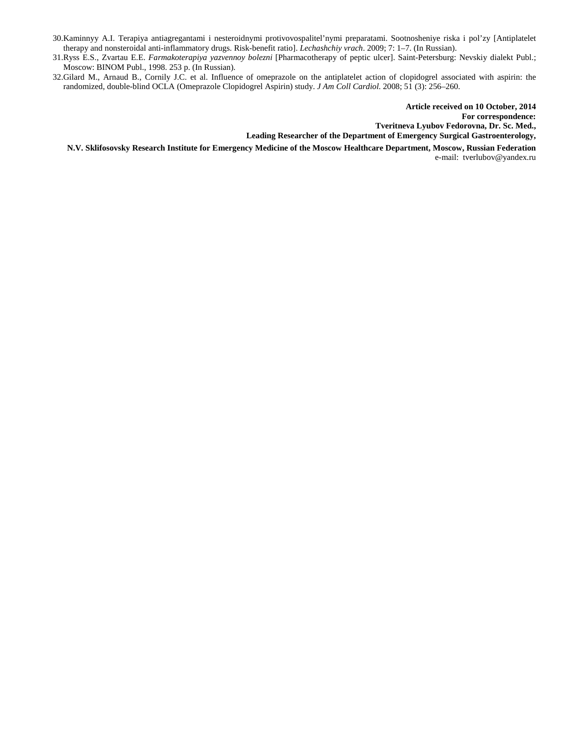30. Kaminnyy A.I. Terapiya antiagregantami i nesteroidnymi protivovospalitel'nymi preparatami. Sootnosheniye riska i pol'zy [Antiplatelet therapy and nonsteroidal anti-inflammatory drugs. Risk-benefit ratio]. *Lechashchiy vrach*. 2009; 7: 1–7. (In Russian).
31. Ryss E.S., Zvartau E.E. *Farmakoterapiya yazvennoy bolezni* [Pharmacotherapy of peptic ulcer]. Saint-Petersburg: Nevskiy dialekt Publ.; Moscow: BINOM Publ., 1998. 253 p. (In Russian).
32. Gilard M., Arnaud B., Cornily J.C. et al. Influence of omeprazole on the antiplatelet action of clopidogrel associated with aspirin: the randomized, double-blind OCLA (Omeprazole Clopidogrel Aspirin) study. *J Am Coll Cardiol.* 2008; 51 (3): 256–260.

**Article received on 10 October, 2014**
**For correspondence:**
**Tveritneva Lyubov Fedorovna, Dr. Sc. Med.,**
**Leading Researcher of the Department of Emergency Surgical Gastroenterology,**
**N.V. Sklifosovsky Research Institute for Emergency Medicine of the Moscow Healthcare Department, Moscow, Russian Federation**
e-mail: tverlubov@yandex.ru